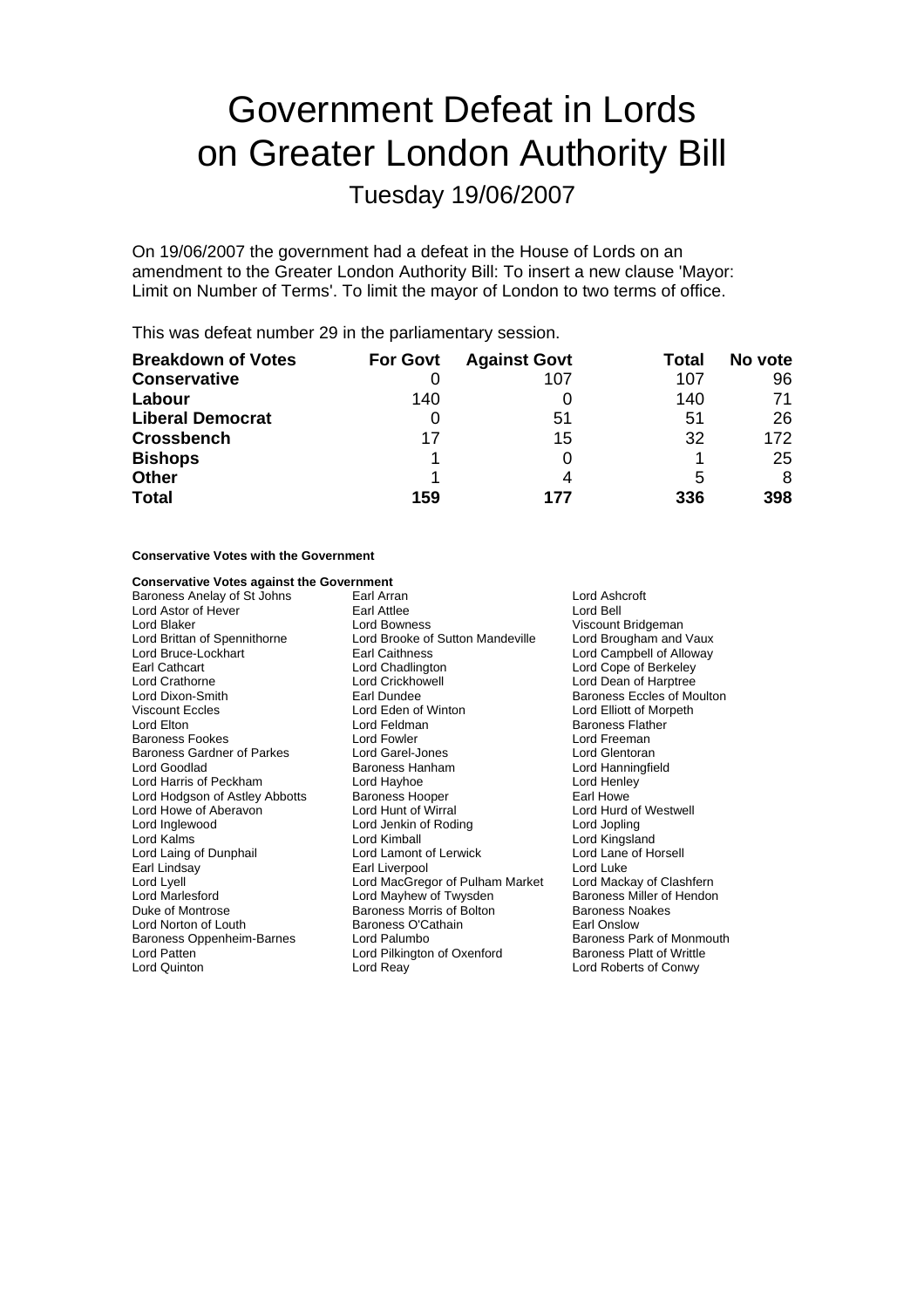# Government Defeat in Lords on Greater London Authority Bill

## Tuesday 19/06/2007

On 19/06/2007 the government had a defeat in the House of Lords on an amendment to the Greater London Authority Bill: To insert a new clause 'Mayor: Limit on Number of Terms'. To limit the mayor of London to two terms of office.

This was defeat number 29 in the parliamentary session.

| Breakdown of Votes | For Govt | Against Govt | Total | No vote |
|---|---|---|---|---|
| **Conservative** | 0 | 107 | 107 | 96 |
| **Labour** | 140 | 0 | 140 | 71 |
| **Liberal Democrat** | 0 | 51 | 51 | 26 |
| **Crossbench** | 17 | 15 | 32 | 172 |
| **Bishops** | 1 | 0 | 1 | 25 |
| **Other** | 1 | 4 | 5 | 8 |
| **Total** | **159** | **177** | **336** | **398** |

**Conservative Votes with the Government**

**Conservative Votes against the Government**

Baroness Anelay of St Johns
Earl Arran
Lord Ashcroft
Lord Astor of Hever
Earl Attlee
Lord Bell
Lord Blaker
Lord Bowness
Viscount Bridgeman
Lord Brittan of Spennithorne
Lord Brooke of Sutton Mandeville
Lord Brougham and Vaux
Lord Bruce-Lockhart
Earl Caithness
Lord Campbell of Alloway
Earl Cathcart
Lord Chadlington
Lord Cope of Berkeley
Lord Crathorne
Lord Crickhowell
Lord Dean of Harptree
Lord Dixon-Smith
Earl Dundee
Baroness Eccles of Moulton
Viscount Eccles
Lord Eden of Winton
Lord Elliott of Morpeth
Lord Elton
Lord Feldman
Baroness Flather
Baroness Fookes
Lord Fowler
Lord Freeman
Baroness Gardner of Parkes
Lord Garel-Jones
Lord Glentoran
Lord Goodlad
Baroness Hanham
Lord Hanningfield
Lord Harris of Peckham
Lord Hayhoe
Lord Henley
Lord Hodgson of Astley Abbotts
Baroness Hooper
Earl Howe
Lord Howe of Aberavon
Lord Hunt of Wirral
Lord Hurd of Westwell
Lord Inglewood
Lord Jenkin of Roding
Lord Jopling
Lord Kalms
Lord Kimball
Lord Kingsland
Lord Laing of Dunphail
Lord Lamont of Lerwick
Lord Lane of Horsell
Earl Lindsay
Earl Liverpool
Lord Luke
Lord Lyell
Lord MacGregor of Pulham Market
Lord Mackay of Clashfern
Lord Marlesford
Lord Mayhew of Twysden
Baroness Miller of Hendon
Duke of Montrose
Baroness Morris of Bolton
Baroness Noakes
Lord Norton of Louth
Baroness O'Cathain
Earl Onslow
Baroness Oppenheim-Barnes
Lord Palumbo
Baroness Park of Monmouth
Lord Patten
Lord Pilkington of Oxenford
Baroness Platt of Writtle
Lord Quinton
Lord Reay
Lord Roberts of Conwy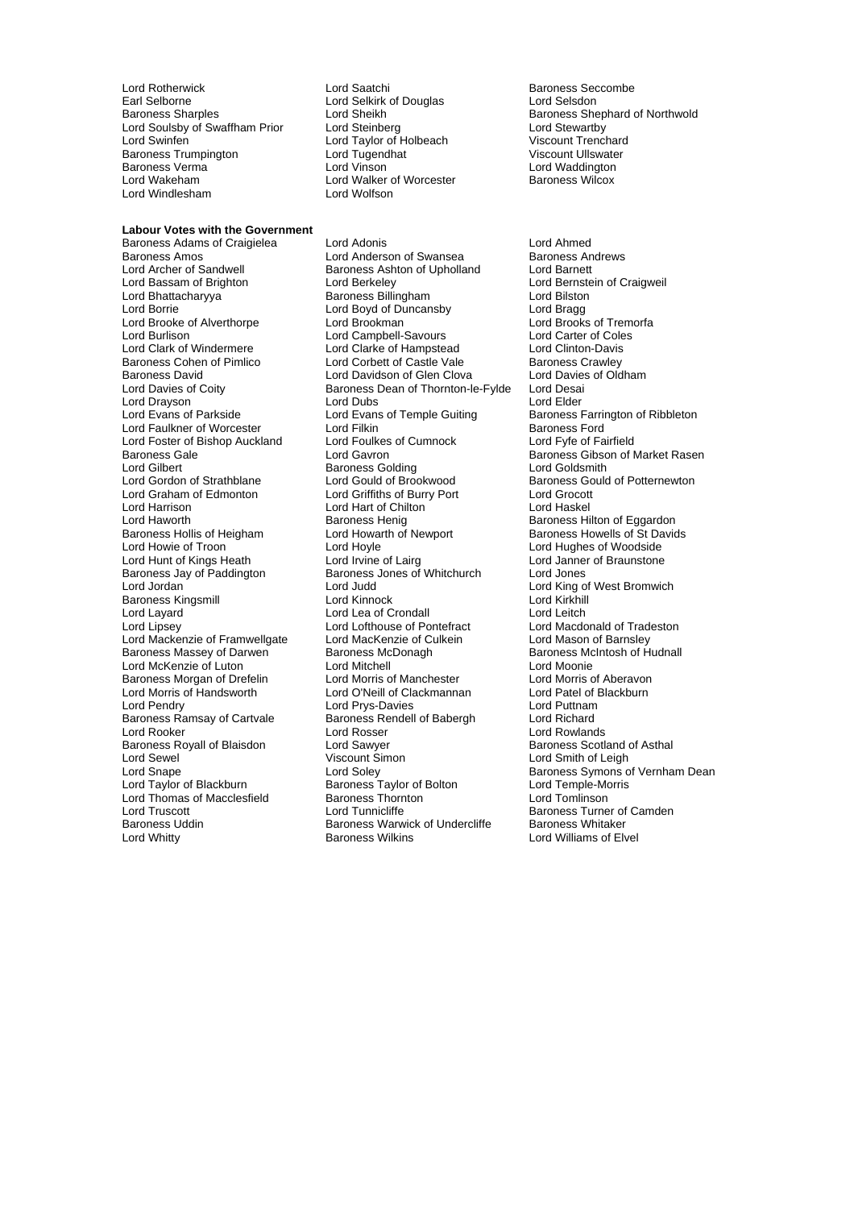Lord Rotherwick
Lord Saatchi
Baroness Seccombe
Earl Selborne
Lord Selkirk of Douglas
Lord Selsdon
Baroness Sharples
Lord Sheikh
Baroness Shephard of Northwold
Lord Soulsby of Swaffham Prior
Lord Steinberg
Lord Stewartby
Lord Swinfen
Lord Taylor of Holbeach
Viscount Trenchard
Baroness Trumpington
Lord Tugendhat
Viscount Ullswater
Baroness Verma
Lord Vinson
Lord Waddington
Lord Wakeham
Lord Walker of Worcester
Baroness Wilcox
Lord Windlesham
Lord Wolfson

**Labour Votes with the Government**

Baroness Adams of Craigielea
Lord Adonis
Lord Ahmed
Baroness Amos
Lord Anderson of Swansea
Baroness Andrews
Lord Archer of Sandwell
Baroness Ashton of Upholland
Lord Barnett
Lord Bassam of Brighton
Lord Berkeley
Lord Bernstein of Craigweil
Lord Bhattacharyya
Baroness Billingham
Lord Bilston
Lord Borrie
Lord Boyd of Duncansby
Lord Bragg
Lord Brooke of Alverthorpe
Lord Brookman
Lord Brooks of Tremorfa
Lord Burlison
Lord Campbell-Savours
Lord Carter of Coles
Lord Clark of Windermere
Lord Clarke of Hampstead
Lord Clinton-Davis
Baroness Cohen of Pimlico
Lord Corbett of Castle Vale
Baroness Crawley
Baroness David
Lord Davidson of Glen Clova
Lord Davies of Oldham
Lord Davies of Coity
Baroness Dean of Thornton-le-Fylde
Lord Desai
Lord Drayson
Lord Dubs
Lord Elder
Lord Evans of Parkside
Lord Evans of Temple Guiting
Baroness Farrington of Ribbleton
Lord Faulkner of Worcester
Lord Filkin
Baroness Ford
Lord Foster of Bishop Auckland
Lord Foulkes of Cumnock
Lord Fyfe of Fairfield
Baroness Gale
Lord Gavron
Baroness Gibson of Market Rasen
Lord Gilbert
Baroness Golding
Lord Goldsmith
Lord Gordon of Strathblane
Lord Gould of Brookwood
Baroness Gould of Potternewton
Lord Graham of Edmonton
Lord Griffiths of Burry Port
Lord Grocott
Lord Harrison
Lord Hart of Chilton
Lord Haskel
Lord Haworth
Baroness Henig
Baroness Hilton of Eggardon
Baroness Hollis of Heigham
Lord Howarth of Newport
Baroness Howells of St Davids
Lord Howie of Troon
Lord Hoyle
Lord Hughes of Woodside
Lord Hunt of Kings Heath
Lord Irvine of Lairg
Lord Janner of Braunstone
Baroness Jay of Paddington
Baroness Jones of Whitchurch
Lord Jones
Lord Jordan
Lord Judd
Lord King of West Bromwich
Baroness Kingsmill
Lord Kinnock
Lord Kirkhill
Lord Layard
Lord Lea of Crondall
Lord Leitch
Lord Lipsey
Lord Lofthouse of Pontefract
Lord Macdonald of Tradeston
Lord Mackenzie of Framwellgate
Lord MacKenzie of Culkein
Lord Mason of Barnsley
Baroness Massey of Darwen
Baroness McDonagh
Baroness McIntosh of Hudnall
Lord McKenzie of Luton
Lord Mitchell
Lord Moonie
Baroness Morgan of Drefelin
Lord Morris of Manchester
Lord Morris of Aberavon
Lord Morris of Handsworth
Lord O'Neill of Clackmannan
Lord Patel of Blackburn
Lord Pendry
Lord Prys-Davies
Lord Puttnam
Baroness Ramsay of Cartvale
Baroness Rendell of Babergh
Lord Richard
Lord Rooker
Lord Rosser
Lord Rowlands
Baroness Royall of Blaisdon
Lord Sawyer
Baroness Scotland of Asthal
Lord Sewel
Viscount Simon
Lord Smith of Leigh
Lord Snape
Lord Soley
Baroness Symons of Vernham Dean
Lord Taylor of Blackburn
Baroness Taylor of Bolton
Lord Temple-Morris
Lord Thomas of Macclesfield
Baroness Thornton
Lord Tomlinson
Lord Truscott
Lord Tunnicliffe
Baroness Turner of Camden
Baroness Uddin
Baroness Warwick of Undercliffe
Baroness Whitaker
Lord Whitty
Baroness Wilkins
Lord Williams of Elvel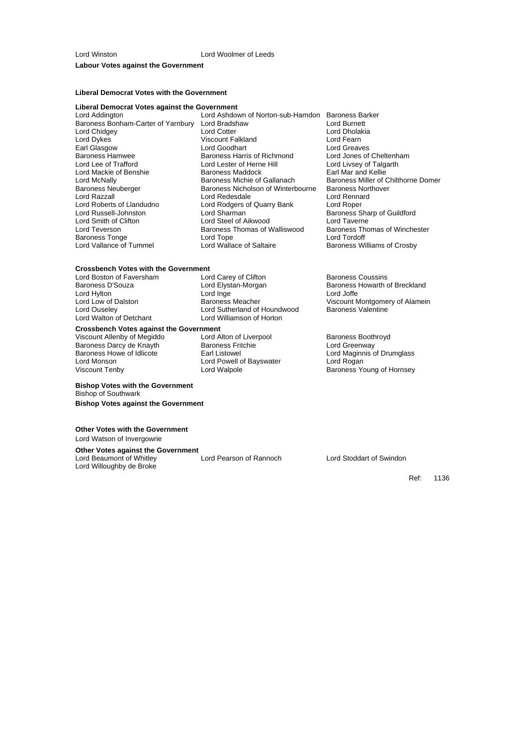Lord Winston Lord Woolmer of Leeds

**Labour Votes against the Government**

**Liberal Democrat Votes with the Government**

**Liberal Democrat Votes against the Government**

Lord Addington, Lord Ashdown of Norton-sub-Hamdon, Baroness Barker, Baroness Bonham-Carter of Yarnbury, Lord Bradshaw, Lord Burnett, Lord Chidgey, Lord Cotter, Lord Dholakia, Lord Dykes, Viscount Falkland, Lord Fearn, Earl Glasgow, Lord Goodhart, Lord Greaves, Baroness Hamwee, Baroness Harris of Richmond, Lord Jones of Cheltenham, Lord Lee of Trafford, Lord Lester of Herne Hill, Lord Livsey of Talgarth, Lord Mackie of Benshie, Baroness Maddock, Earl Mar and Kellie, Lord McNally, Baroness Michie of Gallanach, Baroness Miller of Chilthorne Domer, Baroness Neuberger, Baroness Nicholson of Winterbourne, Baroness Northover, Lord Razzall, Lord Redesdale, Lord Rennard, Lord Roberts of Llandudno, Lord Rodgers of Quarry Bank, Lord Roper, Lord Russell-Johnston, Lord Sharman, Baroness Sharp of Guildford, Lord Smith of Clifton, Lord Steel of Aikwood, Lord Taverne, Lord Teverson, Baroness Thomas of Walliswood, Baroness Thomas of Winchester, Baroness Tonge, Lord Tope, Lord Tordoff, Lord Vallance of Tummel, Lord Wallace of Saltaire, Baroness Williams of Crosby

**Crossbench Votes with the Government**

Lord Boston of Faversham, Lord Carey of Clifton, Baroness Coussins, Baroness D'Souza, Lord Elystan-Morgan, Baroness Howarth of Breckland, Lord Hylton, Lord Inge, Lord Joffe, Lord Low of Dalston, Baroness Meacher, Viscount Montgomery of Alamein, Lord Ouseley, Lord Sutherland of Houndwood, Baroness Valentine, Lord Walton of Detchant, Lord Williamson of Horton

**Crossbench Votes against the Government**

Viscount Allenby of Megiddo, Lord Alton of Liverpool, Baroness Boothroyd, Baroness Darcy de Knayth, Baroness Fritchie, Lord Greenway, Baroness Howe of Idlicote, Earl Listowel, Lord Maginnis of Drumglass, Lord Monson, Lord Powell of Bayswater, Lord Rogan, Viscount Tenby, Lord Walpole, Baroness Young of Hornsey

**Bishop Votes with the Government**

Bishop of Southwark

**Bishop Votes against the Government**

**Other Votes with the Government**

Lord Watson of Invergowrie

**Other Votes against the Government**

Lord Beaumont of Whitley, Lord Pearson of Rannoch, Lord Stoddart of Swindon, Lord Willoughby de Broke

Ref: 1136